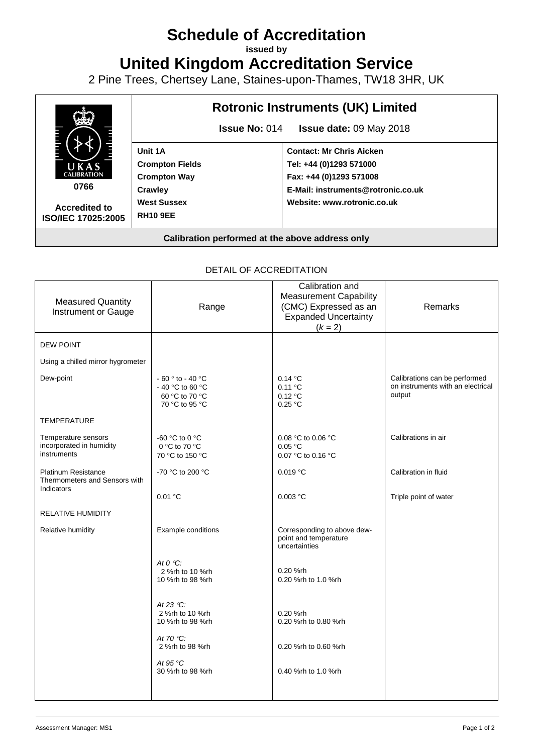# Schedule of Accreditation

**issued by**

# United Kingdom Accreditation Service

2 Pine Trees, Chertsey Lane, Staines-upon-Thames, TW18 3HR, UK

| | | |
|---|---|---|
| UKAS CALIBRATION **0766** **Accredited to ISO/IEC 17025:2005** | **Rotronic Instruments (UK) Limited** **Issue No:** 014 **Issue date:** 09 May 2018 | |
| | **Unit 1A** **Crompton Fields** **Crompton Way** **Crawley** **West Sussex** **RH10 9EE** | **Contact: Mr Chris Aicken** **Tel: +44 (0)1293 571000** **Fax: +44 (0)1293 571008** **E-Mail: instruments@rotronic.co.uk** **Website: www.rotronic.co.uk** |
| **Calibration performed at the above address only** | | |

## DETAIL OF ACCREDITATION

| Measured Quantity Instrument or Gauge | Range | Calibration and Measurement Capability (CMC) Expressed as an Expanded Uncertainty ($k$ = 2) | Remarks |
|---|---|---|---|
| DEW POINT | | | |
| Using a chilled mirror hygrometer | | | |
| Dew-point | - 60 ° to - 40 °C<br>- 40 °C to 60 °C<br>60 °C to 70 °C<br>70 °C to 95 °C | 0.14 °C<br>0.11 °C<br>0.12 °C<br>0.25 °C | Calibrations can be performed on instruments with an electrical output |
| TEMPERATURE | | | |
| Temperature sensors incorporated in humidity instruments | -60 °C to 0 °C<br>0 °C to 70 °C<br>70 °C to 150 °C | 0.08 °C to 0.06 °C<br>0.05 °C<br>0.07 °C to 0.16 °C | Calibrations in air |
| Platinum Resistance Thermometers and Sensors with Indicators | -70 °C to 200 °C | 0.019 °C | Calibration in fluid |
| | 0.01 °C | 0.003 °C | Triple point of water |
| RELATIVE HUMIDITY | | | |
| Relative humidity | Example conditions | Corresponding to above dew-point and temperature uncertainties | |
| | *At 0 °C:*<br>2 %rh to 10 %rh<br>10 %rh to 98 %rh | <br>0.20 %rh<br>0.20 %rh to 1.0 %rh | |
| | *At 23 °C:*<br>2 %rh to 10 %rh<br>10 %rh to 98 %rh | <br>0.20 %rh<br>0.20 %rh to 0.80 %rh | |
| | *At 70 °C:*<br>2 %rh to 98 %rh | <br>0.20 %rh to 0.60 %rh | |
| | *At 95 °C*<br>30 %rh to 98 %rh | <br>0.40 %rh to 1.0 %rh | |

Assessment Manager: MS1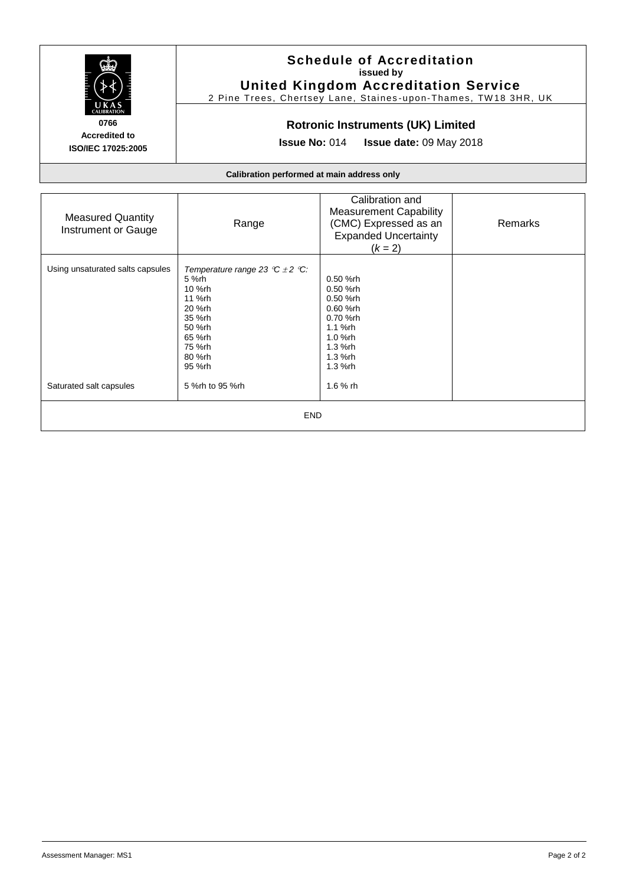**Schedule of Accreditation**
**issued by**
**United Kingdom Accreditation Service**
2 Pine Trees, Chertsey Lane, Staines-upon-Thames, TW18 3HR, UK

**0766**
**Accredited to**
**ISO/IEC 17025:2005**

**Rotronic Instruments (UK) Limited**

**Issue No:** 014 **Issue date:** 09 May 2018

**Calibration performed at main address only**

| Measured Quantity Instrument or Gauge | Range | Calibration and Measurement Capability (CMC) Expressed as an Expanded Uncertainty ($k = 2$) | Remarks |
|---|---|---|---|
| Using unsaturated salts capsules | *Temperature range 23 °C ± 2 °C:* | | |
| | 5 %rh | 0.50 %rh | |
| | 10 %rh | 0.50 %rh | |
| | 11 %rh | 0.50 %rh | |
| | 20 %rh | 0.60 %rh | |
| | 35 %rh | 0.70 %rh | |
| | 50 %rh | 1.1 %rh | |
| | 65 %rh | 1.0 %rh | |
| | 75 %rh | 1.3 %rh | |
| | 80 %rh | 1.3 %rh | |
| | 95 %rh | 1.3 %rh | |
| Saturated salt capsules | 5 %rh to 95 %rh | 1.6 % rh | |

END

Assessment Manager: MS1